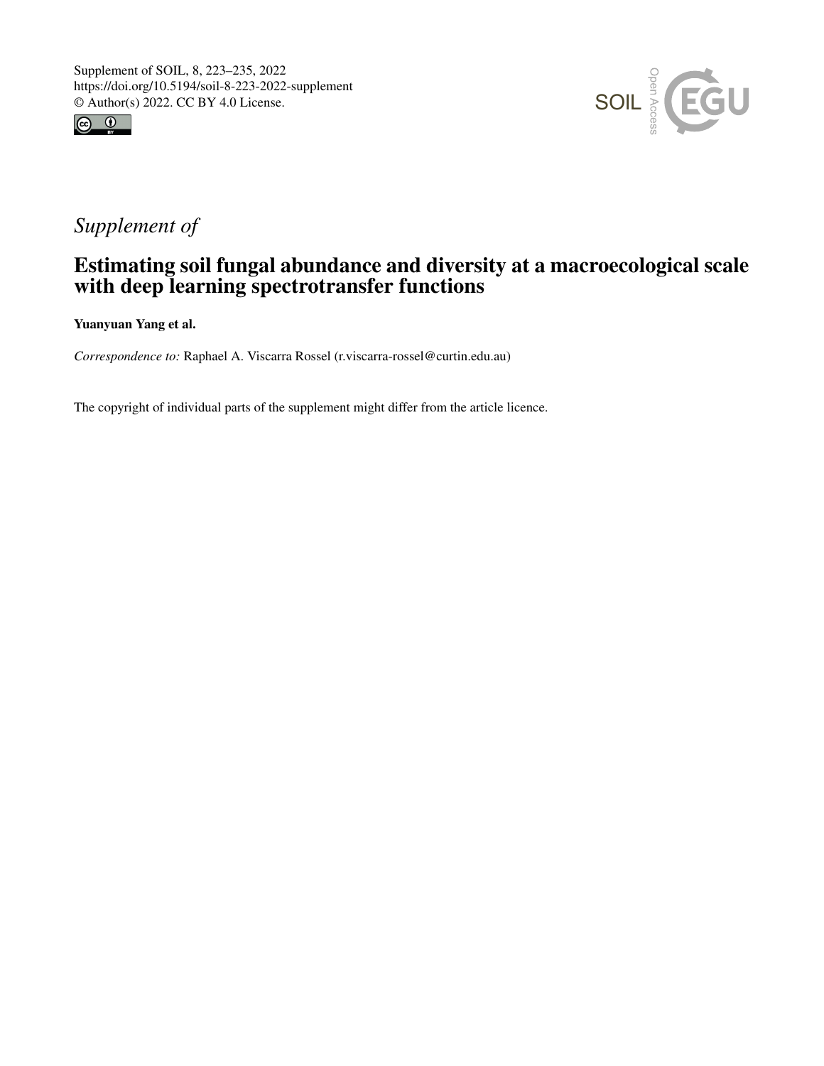Supplement of SOIL, 8, 223–235, 2022
https://doi.org/10.5194/soil-8-223-2022-supplement
© Author(s) 2022. CC BY 4.0 License.

*Supplement of*

# Estimating soil fungal abundance and diversity at a macroecological scale with deep learning spectrotransfer functions

**Yuanyuan Yang et al.**

*Correspondence to:* Raphael A. Viscarra Rossel (r.viscarra-rossel@curtin.edu.au)

The copyright of individual parts of the supplement might differ from the article licence.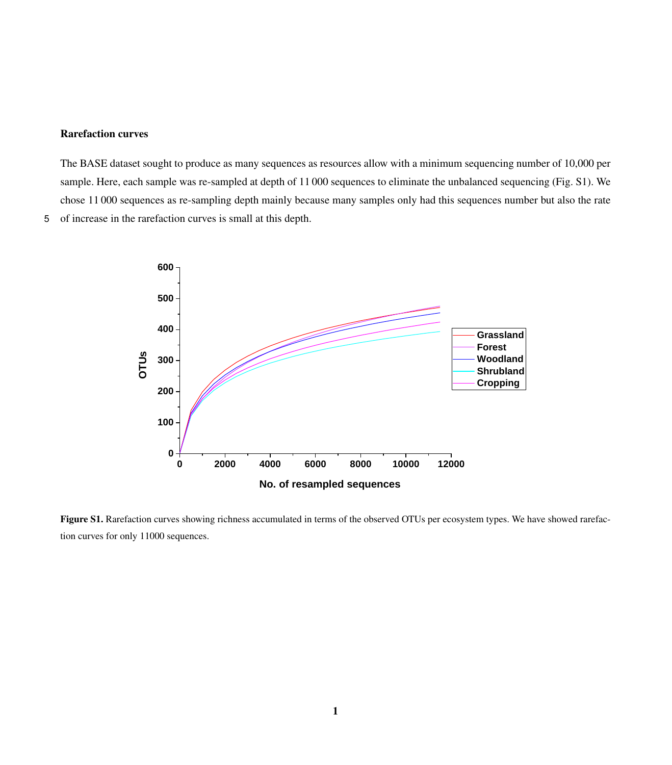**Rarefaction curves**

The BASE dataset sought to produce as many sequences as resources allow with a minimum sequencing number of 10,000 per sample. Here, each sample was re-sampled at depth of 11 000 sequences to eliminate the unbalanced sequencing (Fig. S1). We chose 11 000 sequences as re-sampling depth mainly because many samples only had this sequences number but also the rate of increase in the rarefaction curves is small at this depth.

**Figure S1.** Rarefaction curves showing richness accumulated in terms of the observed OTUs per ecosystem types. We have showed rarefaction curves for only 11000 sequences.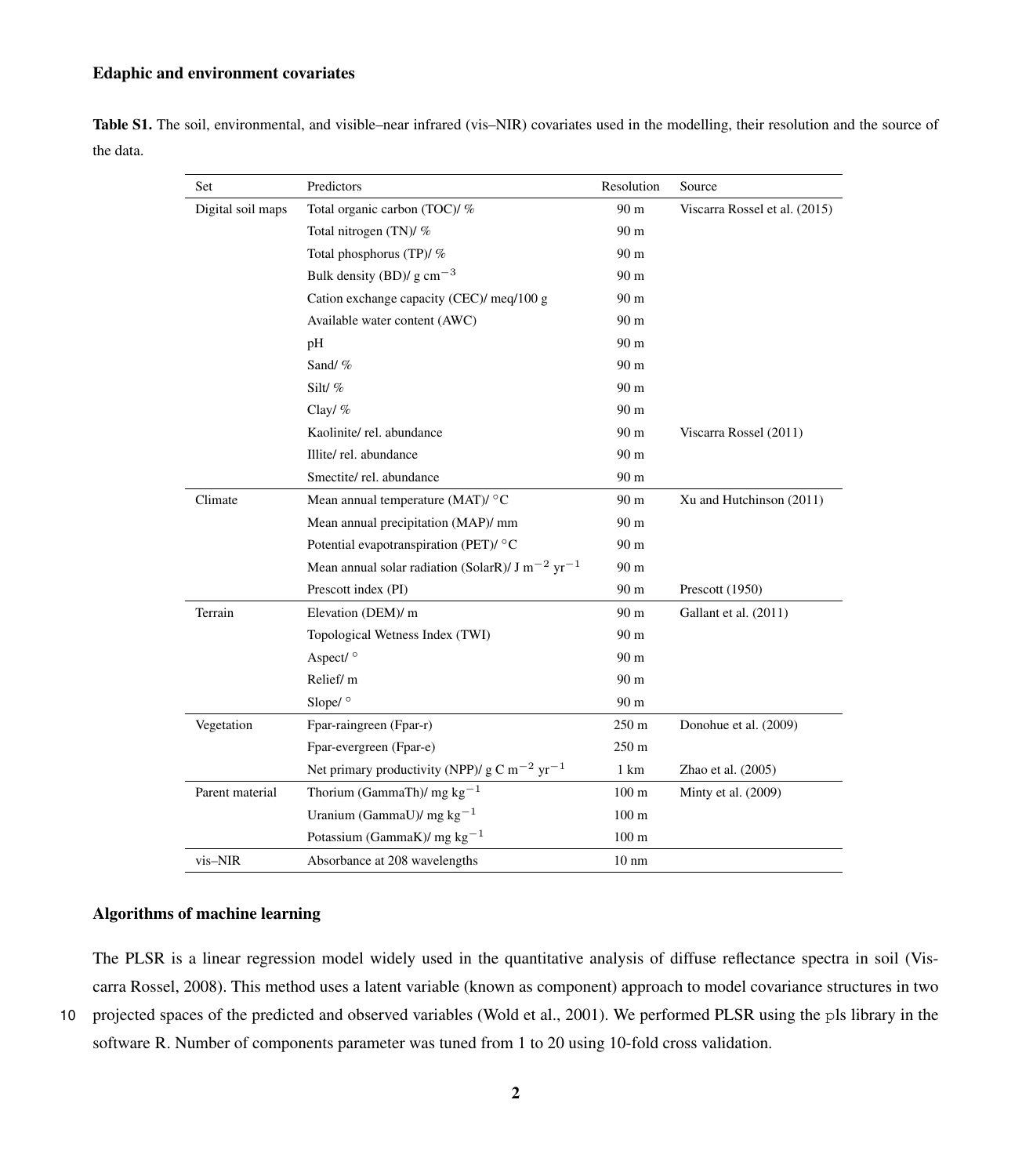### Edaphic and environment covariates

**Table S1.** The soil, environmental, and visible–near infrared (vis–NIR) covariates used in the modelling, their resolution and the source of the data.

| Set | Predictors | Resolution | Source |
|---|---|---|---|
| Digital soil maps | Total organic carbon (TOC)/ % | 90 m | Viscarra Rossel et al. (2015) |
| | Total nitrogen (TN)/ % | 90 m | |
| | Total phosphorus (TP)/ % | 90 m | |
| | Bulk density (BD)/ g $cm^{-3}$ | 90 m | |
| | Cation exchange capacity (CEC)/ meq/100 g | 90 m | |
| | Available water content (AWC) | 90 m | |
| | pH | 90 m | |
| | Sand/ % | 90 m | |
| | Silt/ % | 90 m | |
| | Clay/ % | 90 m | |
| | Kaolinite/ rel. abundance | 90 m | Viscarra Rossel (2011) |
| | Illite/ rel. abundance | 90 m | |
| | Smectite/ rel. abundance | 90 m | |
| Climate | Mean annual temperature (MAT)/ °C | 90 m | Xu and Hutchinson (2011) |
| | Mean annual precipitation (MAP)/ mm | 90 m | |
| | Potential evapotranspiration (PET)/ °C | 90 m | |
| | Mean annual solar radiation (SolarR)/ J $m^{-2}$ $yr^{-1}$ | 90 m | |
| | Prescott index (PI) | 90 m | Prescott (1950) |
| Terrain | Elevation (DEM)/ m | 90 m | Gallant et al. (2011) |
| | Topological Wetness Index (TWI) | 90 m | |
| | Aspect/ ° | 90 m | |
| | Relief/ m | 90 m | |
| | Slope/ ° | 90 m | |
| Vegetation | Fpar-raingreen (Fpar-r) | 250 m | Donohue et al. (2009) |
| | Fpar-evergreen (Fpar-e) | 250 m | |
| | Net primary productivity (NPP)/ g C $m^{-2}$ $yr^{-1}$ | 1 km | Zhao et al. (2005) |
| Parent material | Thorium (GammaTh)/ mg $kg^{-1}$ | 100 m | Minty et al. (2009) |
| | Uranium (GammaU)/ mg $kg^{-1}$ | 100 m | |
| | Potassium (GammaK)/ mg $kg^{-1}$ | 100 m | |
| vis–NIR | Absorbance at 208 wavelengths | 10 nm | |

### Algorithms of machine learning

The PLSR is a linear regression model widely used in the quantitative analysis of diffuse reflectance spectra in soil (Viscarra Rossel, 2008). This method uses a latent variable (known as component) approach to model covariance structures in two projected spaces of the predicted and observed variables (Wold et al., 2001). We performed PLSR using the pls library in the software R. Number of components parameter was tuned from 1 to 20 using 10-fold cross validation.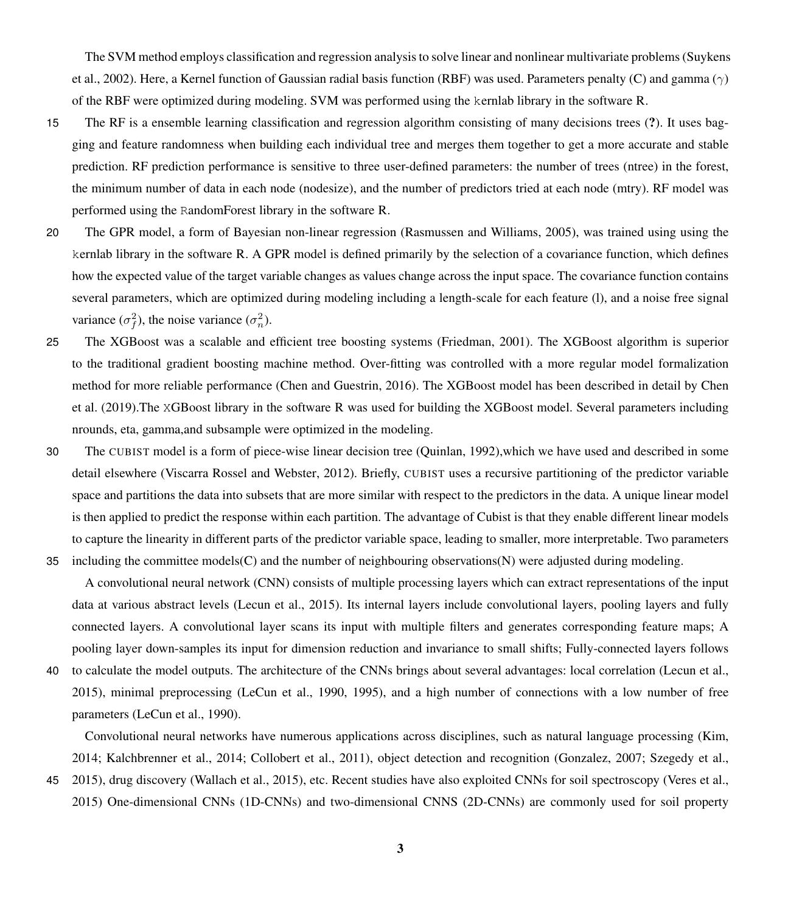The SVM method employs classification and regression analysis to solve linear and nonlinear multivariate problems (Suykens et al., 2002). Here, a Kernel function of Gaussian radial basis function (RBF) was used. Parameters penalty (C) and gamma ($\gamma$) of the RBF were optimized during modeling. SVM was performed using the kernlab library in the software R.

The RF is a ensemble learning classification and regression algorithm consisting of many decisions trees (**?**). It uses bagging and feature randomness when building each individual tree and merges them together to get a more accurate and stable prediction. RF prediction performance is sensitive to three user-defined parameters: the number of trees (ntree) in the forest, the minimum number of data in each node (nodesize), and the number of predictors tried at each node (mtry). RF model was performed using the RandomForest library in the software R.

The GPR model, a form of Bayesian non-linear regression (Rasmussen and Williams, 2005), was trained using using the kernlab library in the software R. A GPR model is defined primarily by the selection of a covariance function, which defines how the expected value of the target variable changes as values change across the input space. The covariance function contains several parameters, which are optimized during modeling including a length-scale for each feature (l), and a noise free signal variance ($\sigma_f^2$), the noise variance ($\sigma_n^2$).

The XGBoost was a scalable and efficient tree boosting systems (Friedman, 2001). The XGBoost algorithm is superior to the traditional gradient boosting machine method. Over-fitting was controlled with a more regular model formalization method for more reliable performance (Chen and Guestrin, 2016). The XGBoost model has been described in detail by Chen et al. (2019).The XGBoost library in the software R was used for building the XGBoost model. Several parameters including nrounds, eta, gamma,and subsample were optimized in the modeling.

The CUBIST model is a form of piece-wise linear decision tree (Quinlan, 1992),which we have used and described in some detail elsewhere (Viscarra Rossel and Webster, 2012). Briefly, CUBIST uses a recursive partitioning of the predictor variable space and partitions the data into subsets that are more similar with respect to the predictors in the data. A unique linear model is then applied to predict the response within each partition. The advantage of Cubist is that they enable different linear models to capture the linearity in different parts of the predictor variable space, leading to smaller, more interpretable. Two parameters including the committee models(C) and the number of neighbouring observations(N) were adjusted during modeling.

A convolutional neural network (CNN) consists of multiple processing layers which can extract representations of the input data at various abstract levels (Lecun et al., 2015). Its internal layers include convolutional layers, pooling layers and fully connected layers. A convolutional layer scans its input with multiple filters and generates corresponding feature maps; A pooling layer down-samples its input for dimension reduction and invariance to small shifts; Fully-connected layers follows to calculate the model outputs. The architecture of the CNNs brings about several advantages: local correlation (Lecun et al., 2015), minimal preprocessing (LeCun et al., 1990, 1995), and a high number of connections with a low number of free parameters (LeCun et al., 1990).

Convolutional neural networks have numerous applications across disciplines, such as natural language processing (Kim, 2014; Kalchbrenner et al., 2014; Collobert et al., 2011), object detection and recognition (Gonzalez, 2007; Szegedy et al., 2015), drug discovery (Wallach et al., 2015), etc. Recent studies have also exploited CNNs for soil spectroscopy (Veres et al., 2015) One-dimensional CNNs (1D-CNNs) and two-dimensional CNNS (2D-CNNs) are commonly used for soil property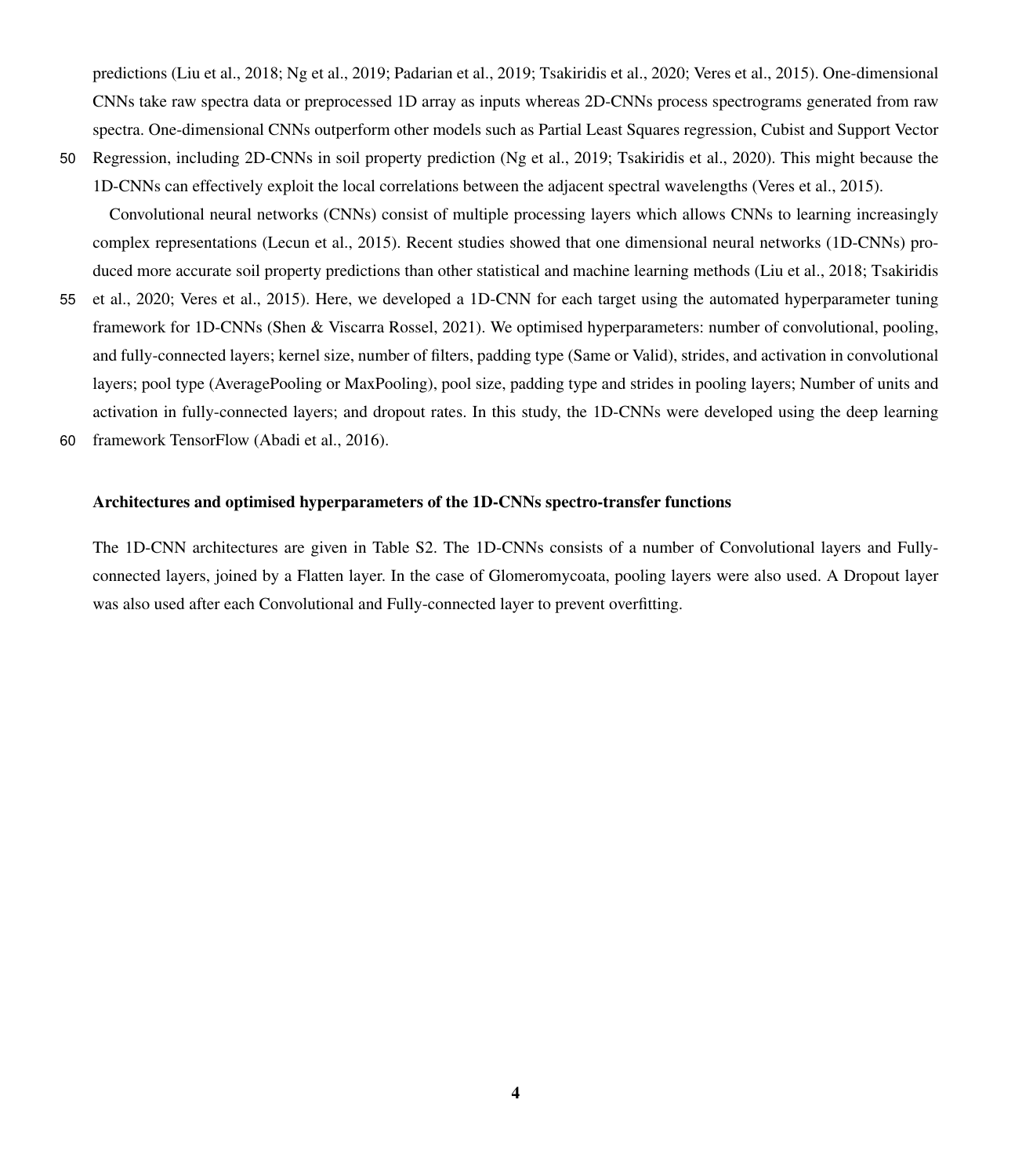predictions (Liu et al., 2018; Ng et al., 2019; Padarian et al., 2019; Tsakiridis et al., 2020; Veres et al., 2015). One-dimensional CNNs take raw spectra data or preprocessed 1D array as inputs whereas 2D-CNNs process spectrograms generated from raw spectra. One-dimensional CNNs outperform other models such as Partial Least Squares regression, Cubist and Support Vector Regression, including 2D-CNNs in soil property prediction (Ng et al., 2019; Tsakiridis et al., 2020). This might because the 1D-CNNs can effectively exploit the local correlations between the adjacent spectral wavelengths (Veres et al., 2015).

Convolutional neural networks (CNNs) consist of multiple processing layers which allows CNNs to learning increasingly complex representations (Lecun et al., 2015). Recent studies showed that one dimensional neural networks (1D-CNNs) produced more accurate soil property predictions than other statistical and machine learning methods (Liu et al., 2018; Tsakiridis et al., 2020; Veres et al., 2015). Here, we developed a 1D-CNN for each target using the automated hyperparameter tuning framework for 1D-CNNs (Shen & Viscarra Rossel, 2021). We optimised hyperparameters: number of convolutional, pooling, and fully-connected layers; kernel size, number of filters, padding type (Same or Valid), strides, and activation in convolutional layers; pool type (AveragePooling or MaxPooling), pool size, padding type and strides in pooling layers; Number of units and activation in fully-connected layers; and dropout rates. In this study, the 1D-CNNs were developed using the deep learning framework TensorFlow (Abadi et al., 2016).

**Architectures and optimised hyperparameters of the 1D-CNNs spectro-transfer functions**

The 1D-CNN architectures are given in Table S2. The 1D-CNNs consists of a number of Convolutional layers and Fully-connected layers, joined by a Flatten layer. In the case of Glomeromycoata, pooling layers were also used. A Dropout layer was also used after each Convolutional and Fully-connected layer to prevent overfitting.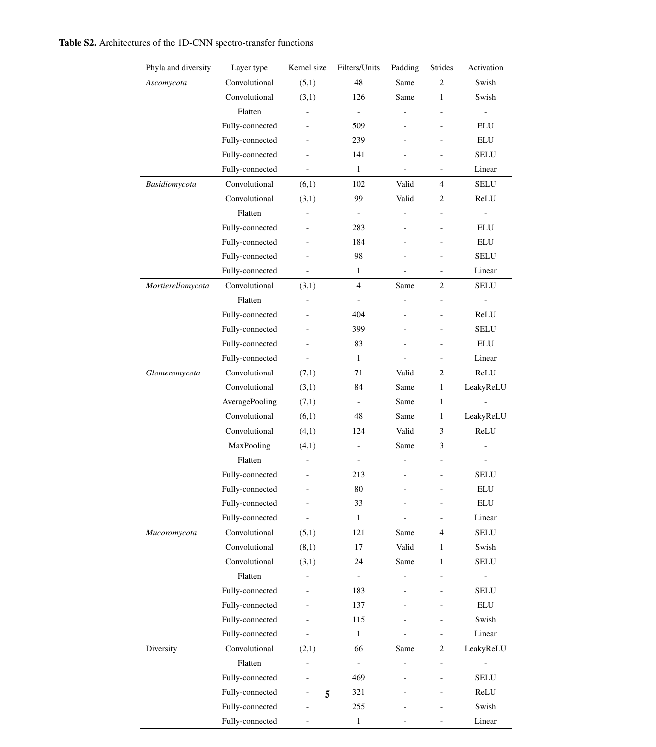**Table S2.** Architectures of the 1D-CNN spectro-transfer functions

| Phyla and diversity | Layer type | Kernel size | Filters/Units | Padding | Strides | Activation |
|---|---|---|---|---|---|---|
| *Ascomycota* | Convolutional | (5,1) | 48 | Same | 2 | Swish |
| | Convolutional | (3,1) | 126 | Same | 1 | Swish |
| | Flatten | - | - | - | - | - |
| | Fully-connected | - | 509 | - | - | ELU |
| | Fully-connected | - | 239 | - | - | ELU |
| | Fully-connected | - | 141 | - | - | SELU |
| | Fully-connected | - | 1 | - | - | Linear |
| *Basidiomycota* | Convolutional | (6,1) | 102 | Valid | 4 | SELU |
| | Convolutional | (3,1) | 99 | Valid | 2 | ReLU |
| | Flatten | - | - | - | - | - |
| | Fully-connected | - | 283 | - | - | ELU |
| | Fully-connected | - | 184 | - | - | ELU |
| | Fully-connected | - | 98 | - | - | SELU |
| | Fully-connected | - | 1 | - | - | Linear |
| *Mortierellomycota* | Convolutional | (3,1) | 4 | Same | 2 | SELU |
| | Flatten | - | - | - | - | - |
| | Fully-connected | - | 404 | - | - | ReLU |
| | Fully-connected | - | 399 | - | - | SELU |
| | Fully-connected | - | 83 | - | - | ELU |
| | Fully-connected | - | 1 | - | - | Linear |
| *Glomeromycota* | Convolutional | (7,1) | 71 | Valid | 2 | ReLU |
| | Convolutional | (3,1) | 84 | Same | 1 | LeakyReLU |
| | AveragePooling | (7,1) | - | Same | 1 | - |
| | Convolutional | (6,1) | 48 | Same | 1 | LeakyReLU |
| | Convolutional | (4,1) | 124 | Valid | 3 | ReLU |
| | MaxPooling | (4,1) | - | Same | 3 | - |
| | Flatten | - | - | - | - | - |
| | Fully-connected | - | 213 | - | - | SELU |
| | Fully-connected | - | 80 | - | - | ELU |
| | Fully-connected | - | 33 | - | - | ELU |
| | Fully-connected | - | 1 | - | - | Linear |
| *Mucoromycota* | Convolutional | (5,1) | 121 | Same | 4 | SELU |
| | Convolutional | (8,1) | 17 | Valid | 1 | Swish |
| | Convolutional | (3,1) | 24 | Same | 1 | SELU |
| | Flatten | - | - | - | - | - |
| | Fully-connected | - | 183 | - | - | SELU |
| | Fully-connected | - | 137 | - | - | ELU |
| | Fully-connected | - | 115 | - | - | Swish |
| | Fully-connected | - | 1 | - | - | Linear |
| Diversity | Convolutional | (2,1) | 66 | Same | 2 | LeakyReLU |
| | Flatten | - | - | - | - | - |
| | Fully-connected | - | 469 | - | - | SELU |
| | Fully-connected | - | 321 | - | - | ReLU |
| | Fully-connected | - | 255 | - | - | Swish |
| | Fully-connected | - | 1 | - | - | Linear |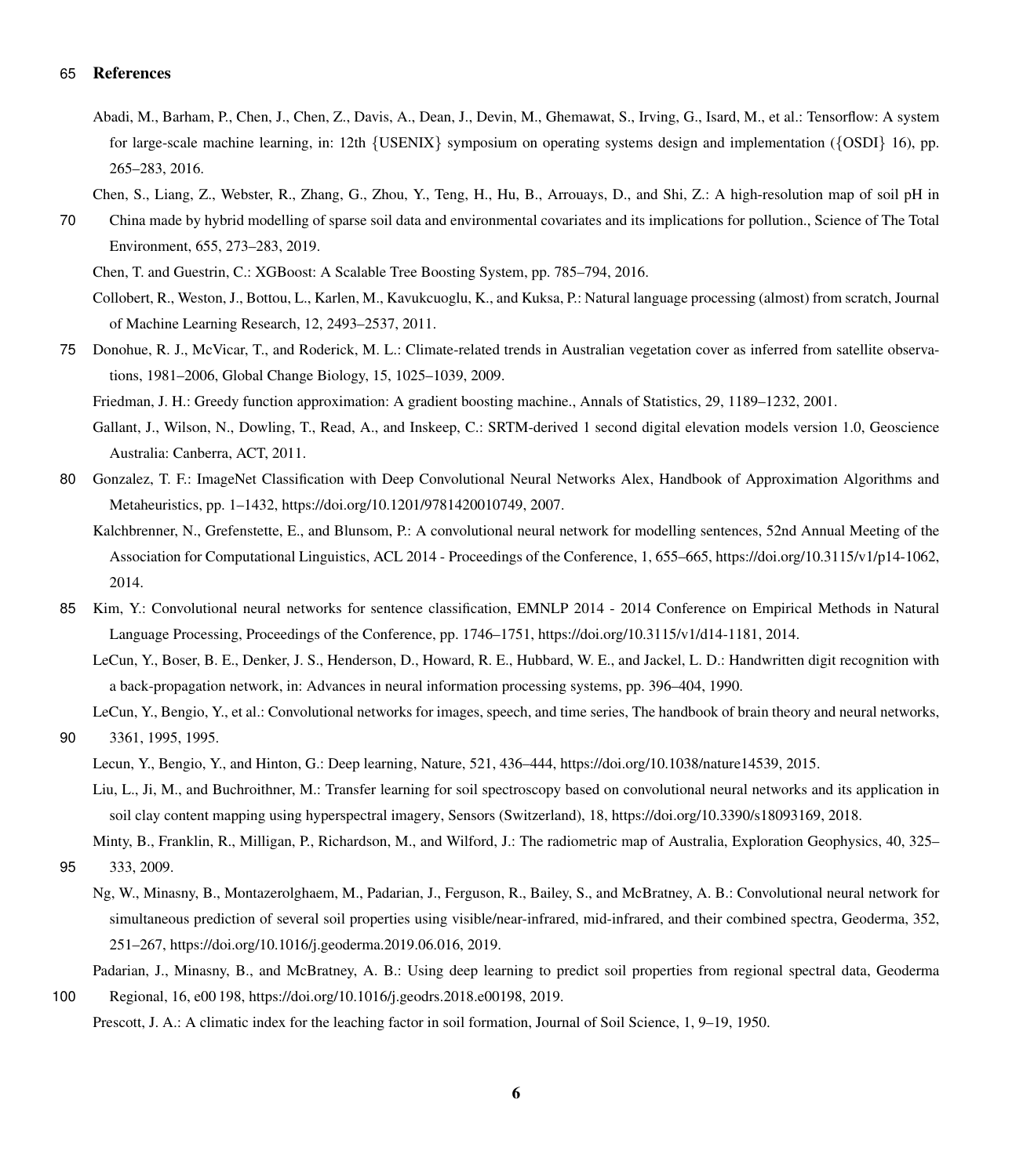# References

Abadi, M., Barham, P., Chen, J., Chen, Z., Davis, A., Dean, J., Devin, M., Ghemawat, S., Irving, G., Isard, M., et al.: Tensorflow: A system for large-scale machine learning, in: 12th {USENIX} symposium on operating systems design and implementation ({OSDI} 16), pp. 265–283, 2016.

Chen, S., Liang, Z., Webster, R., Zhang, G., Zhou, Y., Teng, H., Hu, B., Arrouays, D., and Shi, Z.: A high-resolution map of soil pH in China made by hybrid modelling of sparse soil data and environmental covariates and its implications for pollution., Science of The Total Environment, 655, 273–283, 2019.

Chen, T. and Guestrin, C.: XGBoost: A Scalable Tree Boosting System, pp. 785–794, 2016.

Collobert, R., Weston, J., Bottou, L., Karlen, M., Kavukcuoglu, K., and Kuksa, P.: Natural language processing (almost) from scratch, Journal of Machine Learning Research, 12, 2493–2537, 2011.

Donohue, R. J., McVicar, T., and Roderick, M. L.: Climate-related trends in Australian vegetation cover as inferred from satellite observations, 1981–2006, Global Change Biology, 15, 1025–1039, 2009.

Friedman, J. H.: Greedy function approximation: A gradient boosting machine., Annals of Statistics, 29, 1189–1232, 2001.

Gallant, J., Wilson, N., Dowling, T., Read, A., and Inskeep, C.: SRTM-derived 1 second digital elevation models version 1.0, Geoscience Australia: Canberra, ACT, 2011.

Gonzalez, T. F.: ImageNet Classification with Deep Convolutional Neural Networks Alex, Handbook of Approximation Algorithms and Metaheuristics, pp. 1–1432, https://doi.org/10.1201/9781420010749, 2007.

Kalchbrenner, N., Grefenstette, E., and Blunsom, P.: A convolutional neural network for modelling sentences, 52nd Annual Meeting of the Association for Computational Linguistics, ACL 2014 - Proceedings of the Conference, 1, 655–665, https://doi.org/10.3115/v1/p14-1062, 2014.

Kim, Y.: Convolutional neural networks for sentence classification, EMNLP 2014 - 2014 Conference on Empirical Methods in Natural Language Processing, Proceedings of the Conference, pp. 1746–1751, https://doi.org/10.3115/v1/d14-1181, 2014.

LeCun, Y., Boser, B. E., Denker, J. S., Henderson, D., Howard, R. E., Hubbard, W. E., and Jackel, L. D.: Handwritten digit recognition with a back-propagation network, in: Advances in neural information processing systems, pp. 396–404, 1990.

LeCun, Y., Bengio, Y., et al.: Convolutional networks for images, speech, and time series, The handbook of brain theory and neural networks, 3361, 1995, 1995.

Lecun, Y., Bengio, Y., and Hinton, G.: Deep learning, Nature, 521, 436–444, https://doi.org/10.1038/nature14539, 2015.

Liu, L., Ji, M., and Buchroithner, M.: Transfer learning for soil spectroscopy based on convolutional neural networks and its application in soil clay content mapping using hyperspectral imagery, Sensors (Switzerland), 18, https://doi.org/10.3390/s18093169, 2018.

Minty, B., Franklin, R., Milligan, P., Richardson, M., and Wilford, J.: The radiometric map of Australia, Exploration Geophysics, 40, 325–333, 2009.

Ng, W., Minasny, B., Montazerolghaem, M., Padarian, J., Ferguson, R., Bailey, S., and McBratney, A. B.: Convolutional neural network for simultaneous prediction of several soil properties using visible/near-infrared, mid-infrared, and their combined spectra, Geoderma, 352, 251–267, https://doi.org/10.1016/j.geoderma.2019.06.016, 2019.

Padarian, J., Minasny, B., and McBratney, A. B.: Using deep learning to predict soil properties from regional spectral data, Geoderma Regional, 16, e00 198, https://doi.org/10.1016/j.geodrs.2018.e00198, 2019.

Prescott, J. A.: A climatic index for the leaching factor in soil formation, Journal of Soil Science, 1, 9–19, 1950.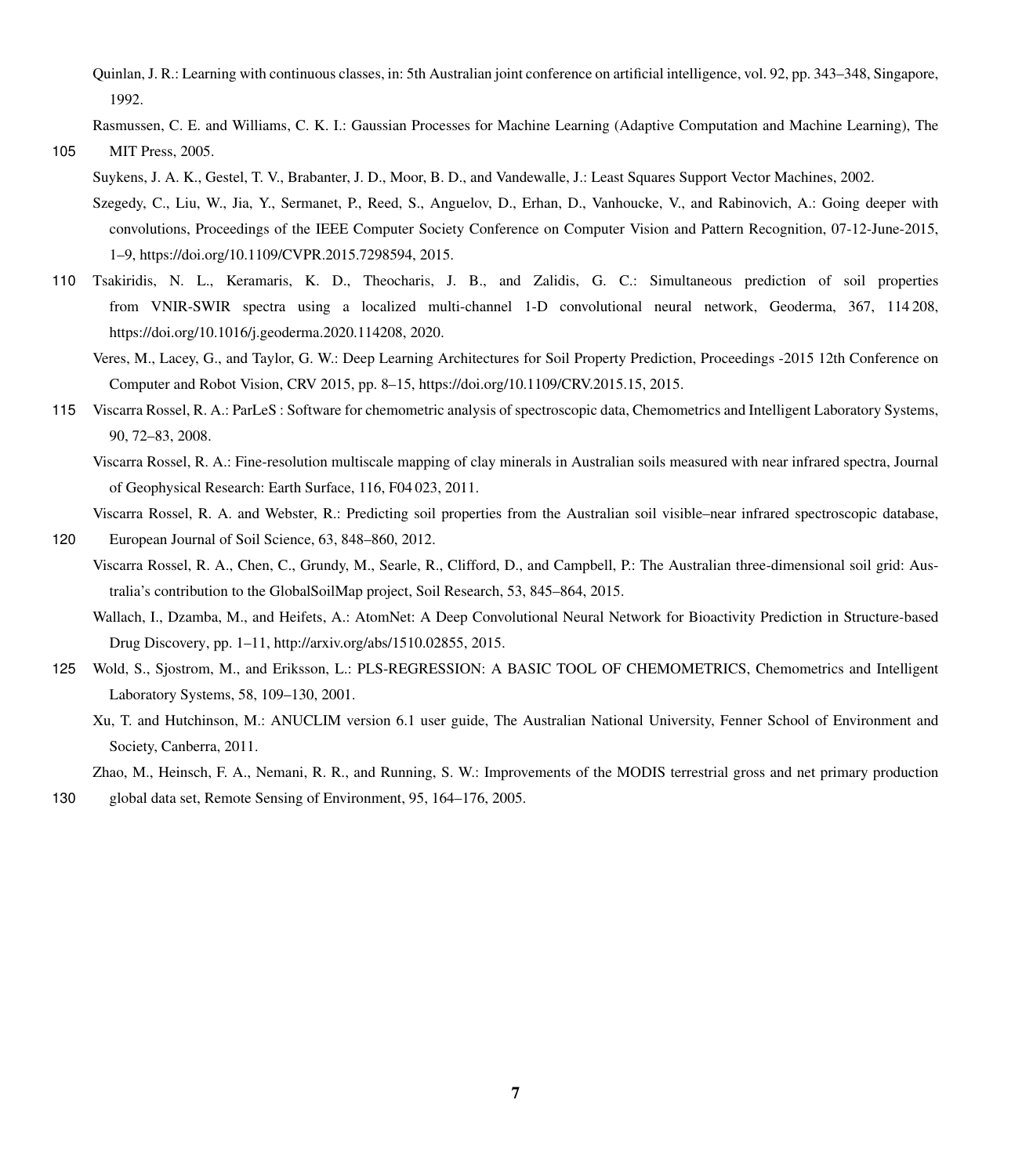Quinlan, J. R.: Learning with continuous classes, in: 5th Australian joint conference on artificial intelligence, vol. 92, pp. 343–348, Singapore, 1992.

Rasmussen, C. E. and Williams, C. K. I.: Gaussian Processes for Machine Learning (Adaptive Computation and Machine Learning), The MIT Press, 2005.

Suykens, J. A. K., Gestel, T. V., Brabanter, J. D., Moor, B. D., and Vandewalle, J.: Least Squares Support Vector Machines, 2002.

Szegedy, C., Liu, W., Jia, Y., Sermanet, P., Reed, S., Anguelov, D., Erhan, D., Vanhoucke, V., and Rabinovich, A.: Going deeper with convolutions, Proceedings of the IEEE Computer Society Conference on Computer Vision and Pattern Recognition, 07-12-June-2015, 1–9, https://doi.org/10.1109/CVPR.2015.7298594, 2015.

Tsakiridis, N. L., Keramaris, K. D., Theocharis, J. B., and Zalidis, G. C.: Simultaneous prediction of soil properties from VNIR-SWIR spectra using a localized multi-channel 1-D convolutional neural network, Geoderma, 367, 114 208, https://doi.org/10.1016/j.geoderma.2020.114208, 2020.

Veres, M., Lacey, G., and Taylor, G. W.: Deep Learning Architectures for Soil Property Prediction, Proceedings -2015 12th Conference on Computer and Robot Vision, CRV 2015, pp. 8–15, https://doi.org/10.1109/CRV.2015.15, 2015.

Viscarra Rossel, R. A.: ParLeS : Software for chemometric analysis of spectroscopic data, Chemometrics and Intelligent Laboratory Systems, 90, 72–83, 2008.

Viscarra Rossel, R. A.: Fine-resolution multiscale mapping of clay minerals in Australian soils measured with near infrared spectra, Journal of Geophysical Research: Earth Surface, 116, F04 023, 2011.

Viscarra Rossel, R. A. and Webster, R.: Predicting soil properties from the Australian soil visible–near infrared spectroscopic database, European Journal of Soil Science, 63, 848–860, 2012.

Viscarra Rossel, R. A., Chen, C., Grundy, M., Searle, R., Clifford, D., and Campbell, P.: The Australian three-dimensional soil grid: Australia's contribution to the GlobalSoilMap project, Soil Research, 53, 845–864, 2015.

Wallach, I., Dzamba, M., and Heifets, A.: AtomNet: A Deep Convolutional Neural Network for Bioactivity Prediction in Structure-based Drug Discovery, pp. 1–11, http://arxiv.org/abs/1510.02855, 2015.

Wold, S., Sjostrom, M., and Eriksson, L.: PLS-REGRESSION: A BASIC TOOL OF CHEMOMETRICS, Chemometrics and Intelligent Laboratory Systems, 58, 109–130, 2001.

Xu, T. and Hutchinson, M.: ANUCLIM version 6.1 user guide, The Australian National University, Fenner School of Environment and Society, Canberra, 2011.

Zhao, M., Heinsch, F. A., Nemani, R. R., and Running, S. W.: Improvements of the MODIS terrestrial gross and net primary production global data set, Remote Sensing of Environment, 95, 164–176, 2005.